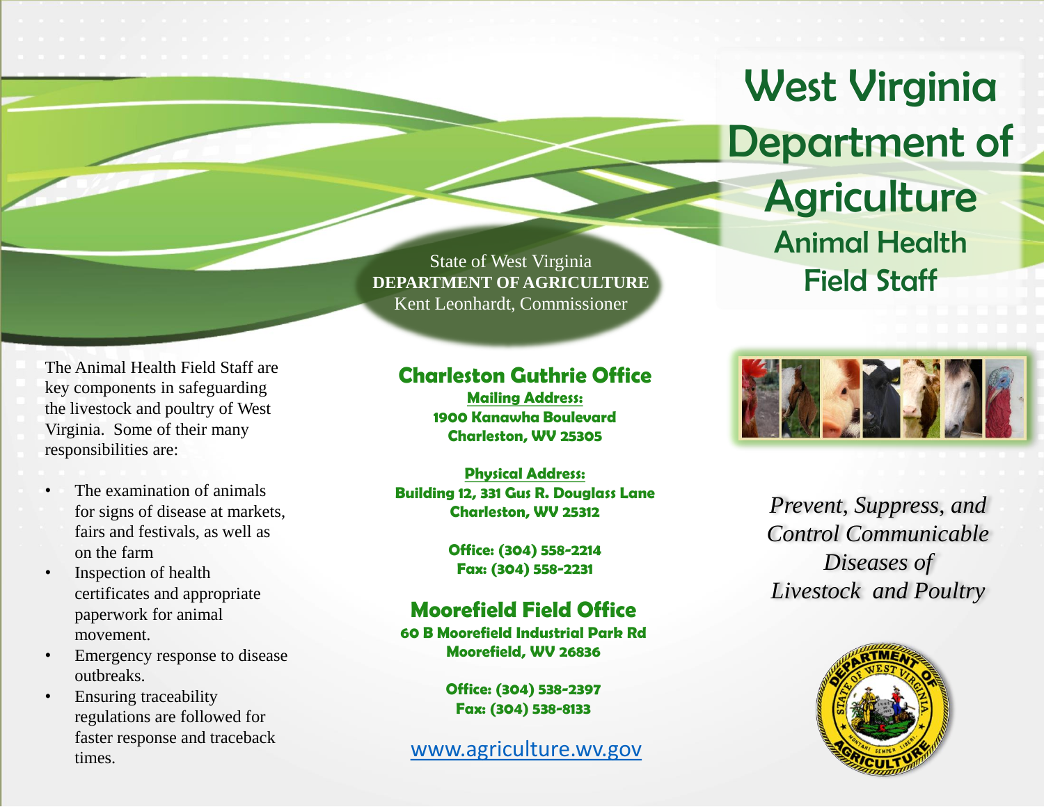# West Virginia Department of Agriculture

## Animal Health Field Staff

State of West Virginia
**DEPARTMENT OF AGRICULTURE**
Kent Leonhardt, Commissioner

*Prevent, Suppress, and Control Communicable Diseases of Livestock and Poultry*

The Animal Health Field Staff are key components in safeguarding the livestock and poultry of West Virginia. Some of their many responsibilities are:

- The examination of animals for signs of disease at markets, fairs and festivals, as well as on the farm
- Inspection of health certificates and appropriate paperwork for animal movement.
- Emergency response to disease outbreaks.
- Ensuring traceability regulations are followed for faster response and traceback times.

### Charleston Guthrie Office

**Mailing Address:**
**1900 Kanawha Boulevard**
**Charleston, WV 25305**

**Physical Address:**
**Building 12, 331 Gus R. Douglass Lane**
**Charleston, WV 25312**

**Office: (304) 558-2214**
**Fax: (304) 558-2231**

### Moorefield Field Office

**60 B Moorefield Industrial Park Rd**
**Moorefield, WV 26836**

**Office: (304) 538-2397**
**Fax: (304) 538-8133**

www.agriculture.wv.gov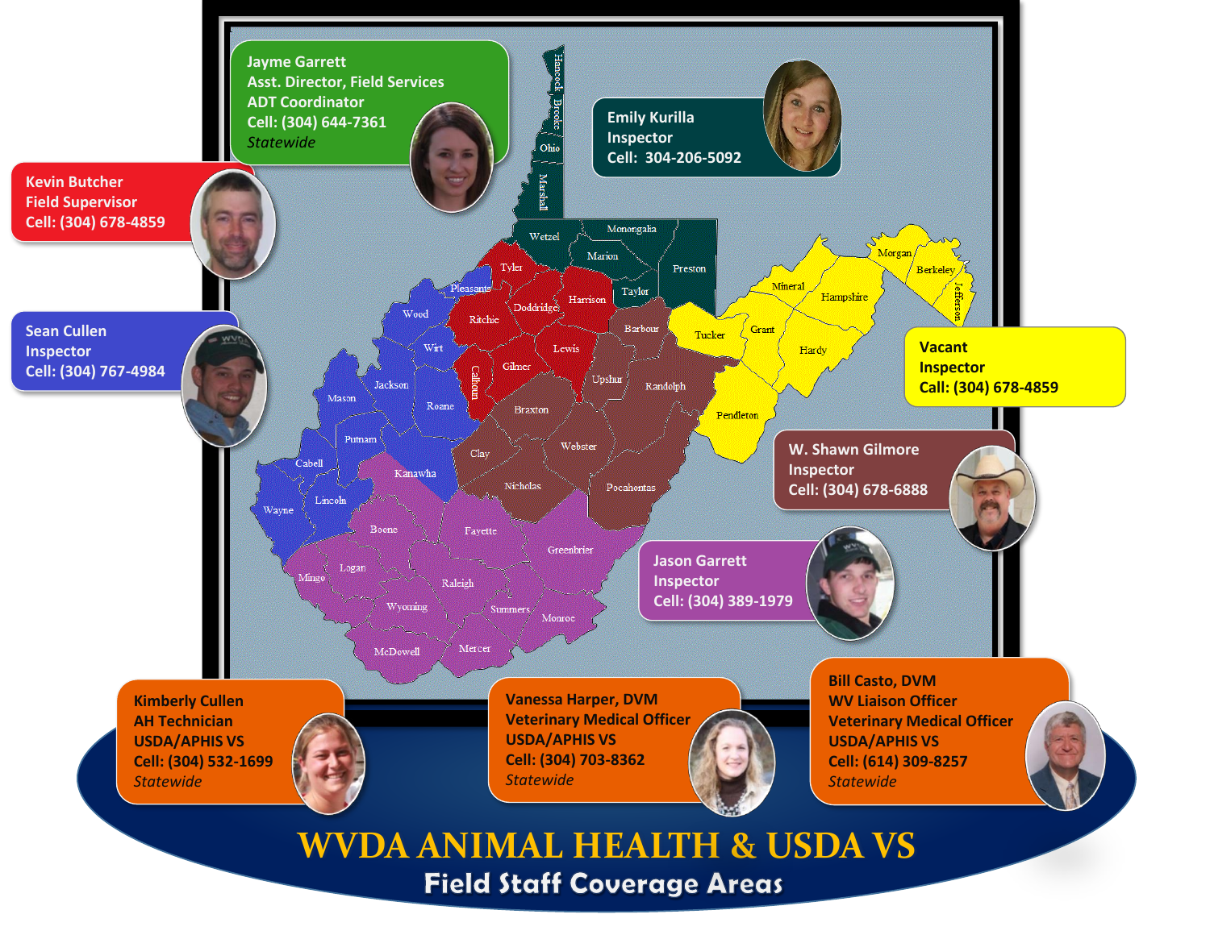# WVDA ANIMAL HEALTH & USDA VS

## Field Staff Coverage Areas

**Jayme Garrett**
Asst. Director, Field Services
ADT Coordinator
Cell: (304) 644-7361
*Statewide*

**Emily Kurilla**
Inspector
Cell: 304-206-5092

**Kevin Butcher**
Field Supervisor
Cell: (304) 678-4859

**Sean Cullen**
Inspector
Cell: (304) 767-4984

**Vacant**
Inspector
Call: (304) 678-4859

**W. Shawn Gilmore**
Inspector
Cell: (304) 678-6888

**Jason Garrett**
Inspector
Cell: (304) 389-1979

**Kimberly Cullen**
AH Technician
USDA/APHIS VS
Cell: (304) 532-1699
*Statewide*

**Vanessa Harper, DVM**
Veterinary Medical Officer
USDA/APHIS VS
Cell: (304) 703-8362
*Statewide*

**Bill Casto, DVM**
WV Liaison Officer
Veterinary Medical Officer
USDA/APHIS VS
Cell: (614) 309-8257
*Statewide*

Hancock
Brooke
Ohio
Marshall
Wetzel
Monongalia
Marion
Preston
Taylor
Tyler
Pleasants
Wood
Ritchie
Doddridge
Harrison
Barbour
Tucker
Mineral
Hampshire
Morgan
Berkeley
Jefferson
Grant
Hardy
Pendleton
Wirt
Lewis
Gilmer
Calhoun
Upshur
Randolph
Jackson
Mason
Roane
Braxton
Webster
Putnam
Clay
Kanawha
Cabell
Nicholas
Pocahontas
Lincoln
Wayne
Boone
Fayette
Greenbrier
Logan
Mingo
Raleigh
Wyoming
Summers
Monroe
McDowell
Mercer